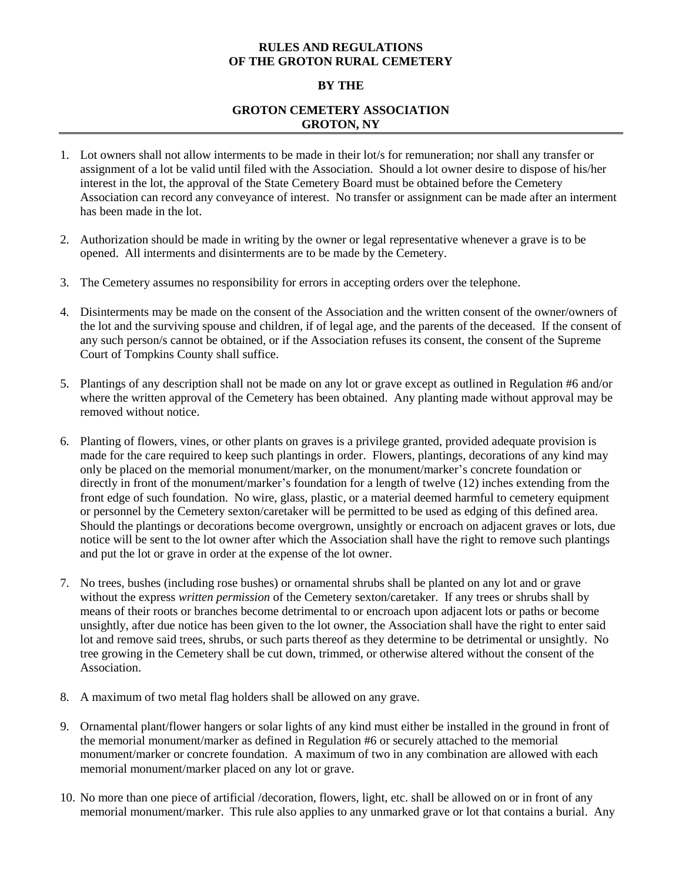**RULES AND REGULATIONS**
**OF THE GROTON RURAL CEMETERY**

**BY THE**

**GROTON CEMETERY ASSOCIATION**
**GROTON, NY**

---

1. Lot owners shall not allow interments to be made in their lot/s for remuneration; nor shall any transfer or assignment of a lot be valid until filed with the Association. Should a lot owner desire to dispose of his/her interest in the lot, the approval of the State Cemetery Board must be obtained before the Cemetery Association can record any conveyance of interest. No transfer or assignment can be made after an interment has been made in the lot.

2. Authorization should be made in writing by the owner or legal representative whenever a grave is to be opened. All interments and disinterments are to be made by the Cemetery.

3. The Cemetery assumes no responsibility for errors in accepting orders over the telephone.

4. Disinterments may be made on the consent of the Association and the written consent of the owner/owners of the lot and the surviving spouse and children, if of legal age, and the parents of the deceased. If the consent of any such person/s cannot be obtained, or if the Association refuses its consent, the consent of the Supreme Court of Tompkins County shall suffice.

5. Plantings of any description shall not be made on any lot or grave except as outlined in Regulation #6 and/or where the written approval of the Cemetery has been obtained. Any planting made without approval may be removed without notice.

6. Planting of flowers, vines, or other plants on graves is a privilege granted, provided adequate provision is made for the care required to keep such plantings in order. Flowers, plantings, decorations of any kind may only be placed on the memorial monument/marker, on the monument/marker's concrete foundation or directly in front of the monument/marker's foundation for a length of twelve (12) inches extending from the front edge of such foundation. No wire, glass, plastic, or a material deemed harmful to cemetery equipment or personnel by the Cemetery sexton/caretaker will be permitted to be used as edging of this defined area. Should the plantings or decorations become overgrown, unsightly or encroach on adjacent graves or lots, due notice will be sent to the lot owner after which the Association shall have the right to remove such plantings and put the lot or grave in order at the expense of the lot owner.

7. No trees, bushes (including rose bushes) or ornamental shrubs shall be planted on any lot and or grave without the express *written permission* of the Cemetery sexton/caretaker. If any trees or shrubs shall by means of their roots or branches become detrimental to or encroach upon adjacent lots or paths or become unsightly, after due notice has been given to the lot owner, the Association shall have the right to enter said lot and remove said trees, shrubs, or such parts thereof as they determine to be detrimental or unsightly. No tree growing in the Cemetery shall be cut down, trimmed, or otherwise altered without the consent of the Association.

8. A maximum of two metal flag holders shall be allowed on any grave.

9. Ornamental plant/flower hangers or solar lights of any kind must either be installed in the ground in front of the memorial monument/marker as defined in Regulation #6 or securely attached to the memorial monument/marker or concrete foundation. A maximum of two in any combination are allowed with each memorial monument/marker placed on any lot or grave.

10. No more than one piece of artificial /decoration, flowers, light, etc. shall be allowed on or in front of any memorial monument/marker. This rule also applies to any unmarked grave or lot that contains a burial. Any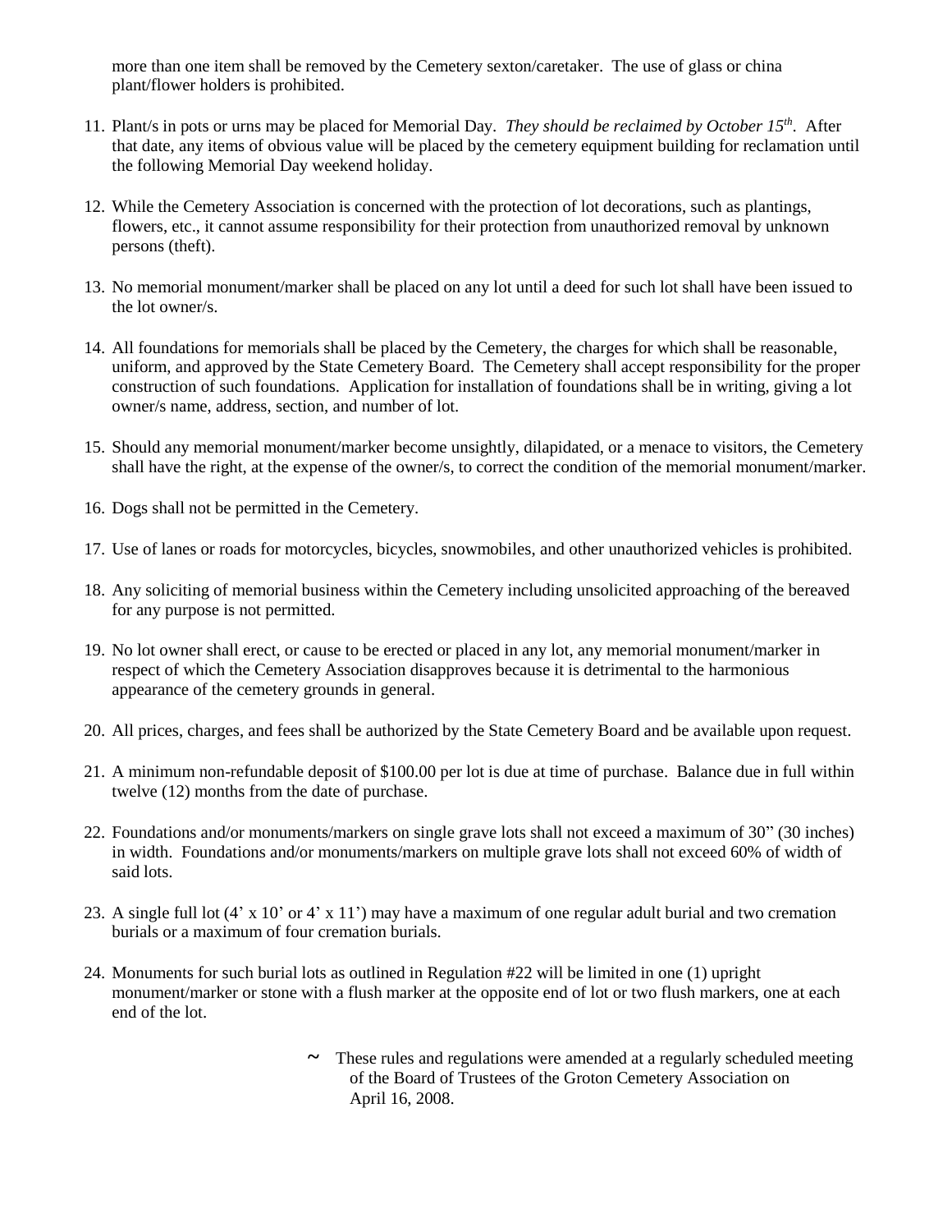more than one item shall be removed by the Cemetery sexton/caretaker. The use of glass or china plant/flower holders is prohibited.

11. Plant/s in pots or urns may be placed for Memorial Day. *They should be reclaimed by October 15th*. After that date, any items of obvious value will be placed by the cemetery equipment building for reclamation until the following Memorial Day weekend holiday.

12. While the Cemetery Association is concerned with the protection of lot decorations, such as plantings, flowers, etc., it cannot assume responsibility for their protection from unauthorized removal by unknown persons (theft).

13. No memorial monument/marker shall be placed on any lot until a deed for such lot shall have been issued to the lot owner/s.

14. All foundations for memorials shall be placed by the Cemetery, the charges for which shall be reasonable, uniform, and approved by the State Cemetery Board. The Cemetery shall accept responsibility for the proper construction of such foundations. Application for installation of foundations shall be in writing, giving a lot owner/s name, address, section, and number of lot.

15. Should any memorial monument/marker become unsightly, dilapidated, or a menace to visitors, the Cemetery shall have the right, at the expense of the owner/s, to correct the condition of the memorial monument/marker.

16. Dogs shall not be permitted in the Cemetery.

17. Use of lanes or roads for motorcycles, bicycles, snowmobiles, and other unauthorized vehicles is prohibited.

18. Any soliciting of memorial business within the Cemetery including unsolicited approaching of the bereaved for any purpose is not permitted.

19. No lot owner shall erect, or cause to be erected or placed in any lot, any memorial monument/marker in respect of which the Cemetery Association disapproves because it is detrimental to the harmonious appearance of the cemetery grounds in general.

20. All prices, charges, and fees shall be authorized by the State Cemetery Board and be available upon request.

21. A minimum non-refundable deposit of $100.00 per lot is due at time of purchase. Balance due in full within twelve (12) months from the date of purchase.

22. Foundations and/or monuments/markers on single grave lots shall not exceed a maximum of 30" (30 inches) in width. Foundations and/or monuments/markers on multiple grave lots shall not exceed 60% of width of said lots.

23. A single full lot (4' x 10' or 4' x 11') may have a maximum of one regular adult burial and two cremation burials or a maximum of four cremation burials.

24. Monuments for such burial lots as outlined in Regulation #22 will be limited in one (1) upright monument/marker or stone with a flush marker at the opposite end of lot or two flush markers, one at each end of the lot.

~ These rules and regulations were amended at a regularly scheduled meeting of the Board of Trustees of the Groton Cemetery Association on April 16, 2008.